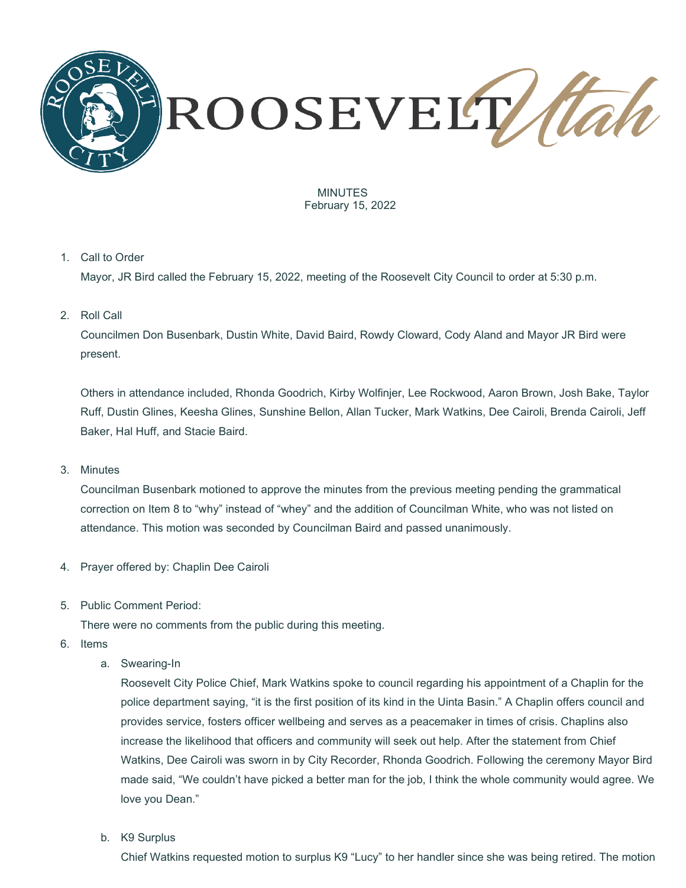# ROOSEVELT Utah

MINUTES
February 15, 2022

1. Call to Order

   Mayor, JR Bird called the February 15, 2022, meeting of the Roosevelt City Council to order at 5:30 p.m.

2. Roll Call

   Councilmen Don Busenbark, Dustin White, David Baird, Rowdy Cloward, Cody Aland and Mayor JR Bird were present.

   Others in attendance included, Rhonda Goodrich, Kirby Wolfinjer, Lee Rockwood, Aaron Brown, Josh Bake, Taylor Ruff, Dustin Glines, Keesha Glines, Sunshine Bellon, Allan Tucker, Mark Watkins, Dee Cairoli, Brenda Cairoli, Jeff Baker, Hal Huff, and Stacie Baird.

3. Minutes

   Councilman Busenbark motioned to approve the minutes from the previous meeting pending the grammatical correction on Item 8 to "why" instead of "whey" and the addition of Councilman White, who was not listed on attendance. This motion was seconded by Councilman Baird and passed unanimously.

4. Prayer offered by: Chaplin Dee Cairoli

5. Public Comment Period:

   There were no comments from the public during this meeting.

6. Items

   a. Swearing-In

      Roosevelt City Police Chief, Mark Watkins spoke to council regarding his appointment of a Chaplin for the police department saying, "it is the first position of its kind in the Uinta Basin." A Chaplin offers council and provides service, fosters officer wellbeing and serves as a peacemaker in times of crisis. Chaplins also increase the likelihood that officers and community will seek out help. After the statement from Chief Watkins, Dee Cairoli was sworn in by City Recorder, Rhonda Goodrich. Following the ceremony Mayor Bird made said, "We couldn't have picked a better man for the job, I think the whole community would agree. We love you Dean."

   b. K9 Surplus

      Chief Watkins requested motion to surplus K9 "Lucy" to her handler since she was being retired. The motion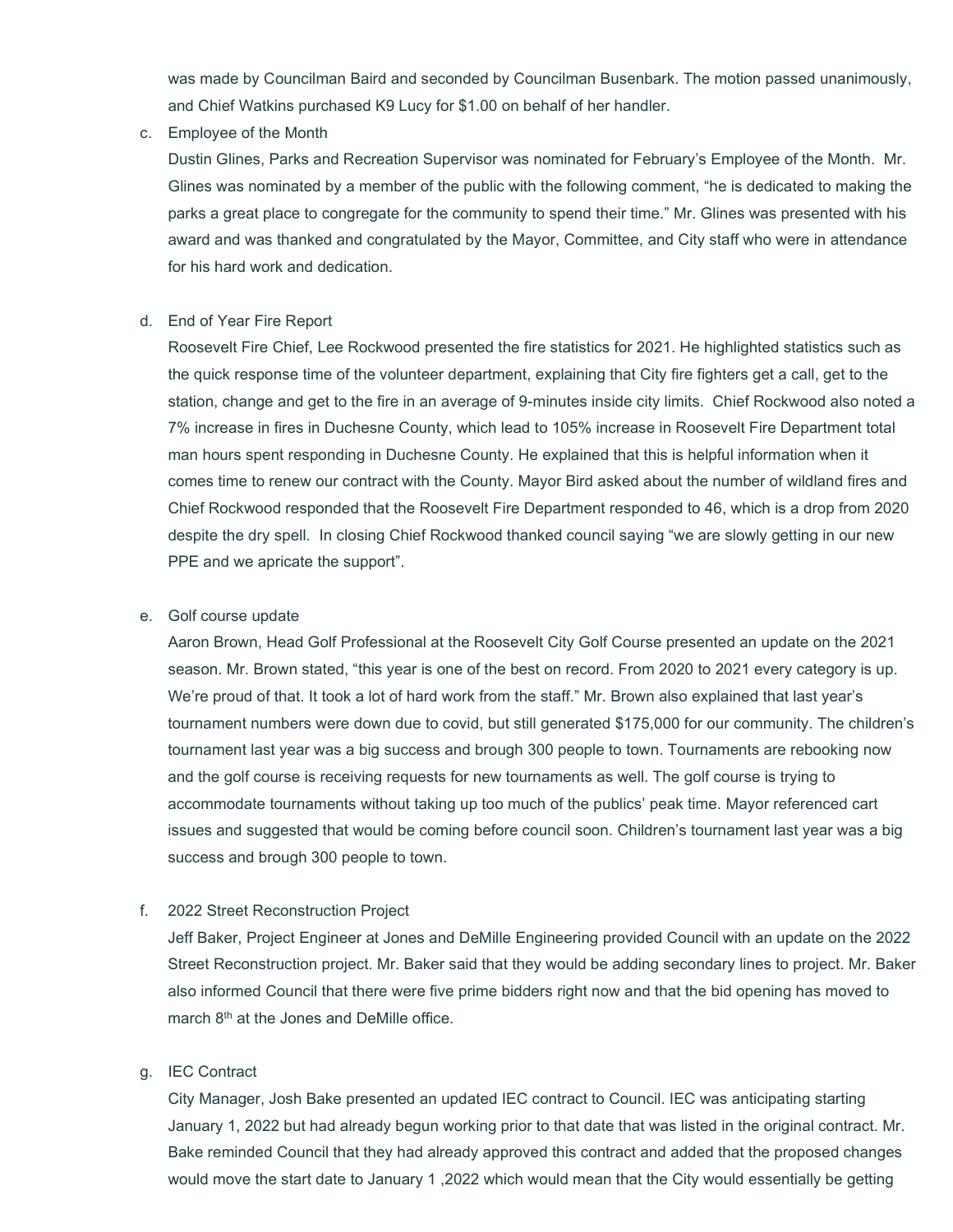was made by Councilman Baird and seconded by Councilman Busenbark. The motion passed unanimously, and Chief Watkins purchased K9 Lucy for $1.00 on behalf of her handler.

c. Employee of the Month

Dustin Glines, Parks and Recreation Supervisor was nominated for February's Employee of the Month. Mr. Glines was nominated by a member of the public with the following comment, "he is dedicated to making the parks a great place to congregate for the community to spend their time." Mr. Glines was presented with his award and was thanked and congratulated by the Mayor, Committee, and City staff who were in attendance for his hard work and dedication.

d. End of Year Fire Report

Roosevelt Fire Chief, Lee Rockwood presented the fire statistics for 2021. He highlighted statistics such as the quick response time of the volunteer department, explaining that City fire fighters get a call, get to the station, change and get to the fire in an average of 9-minutes inside city limits. Chief Rockwood also noted a 7% increase in fires in Duchesne County, which lead to 105% increase in Roosevelt Fire Department total man hours spent responding in Duchesne County. He explained that this is helpful information when it comes time to renew our contract with the County. Mayor Bird asked about the number of wildland fires and Chief Rockwood responded that the Roosevelt Fire Department responded to 46, which is a drop from 2020 despite the dry spell. In closing Chief Rockwood thanked council saying "we are slowly getting in our new PPE and we apricate the support".

e. Golf course update

Aaron Brown, Head Golf Professional at the Roosevelt City Golf Course presented an update on the 2021 season. Mr. Brown stated, "this year is one of the best on record. From 2020 to 2021 every category is up. We're proud of that. It took a lot of hard work from the staff." Mr. Brown also explained that last year's tournament numbers were down due to covid, but still generated $175,000 for our community. The children's tournament last year was a big success and brough 300 people to town. Tournaments are rebooking now and the golf course is receiving requests for new tournaments as well. The golf course is trying to accommodate tournaments without taking up too much of the publics' peak time. Mayor referenced cart issues and suggested that would be coming before council soon. Children's tournament last year was a big success and brough 300 people to town.

f. 2022 Street Reconstruction Project

Jeff Baker, Project Engineer at Jones and DeMille Engineering provided Council with an update on the 2022 Street Reconstruction project. Mr. Baker said that they would be adding secondary lines to project. Mr. Baker also informed Council that there were five prime bidders right now and that the bid opening has moved to march 8th at the Jones and DeMille office.

g. IEC Contract

City Manager, Josh Bake presented an updated IEC contract to Council. IEC was anticipating starting January 1, 2022 but had already begun working prior to that date that was listed in the original contract. Mr. Bake reminded Council that they had already approved this contract and added that the proposed changes would move the start date to January 1 ,2022 which would mean that the City would essentially be getting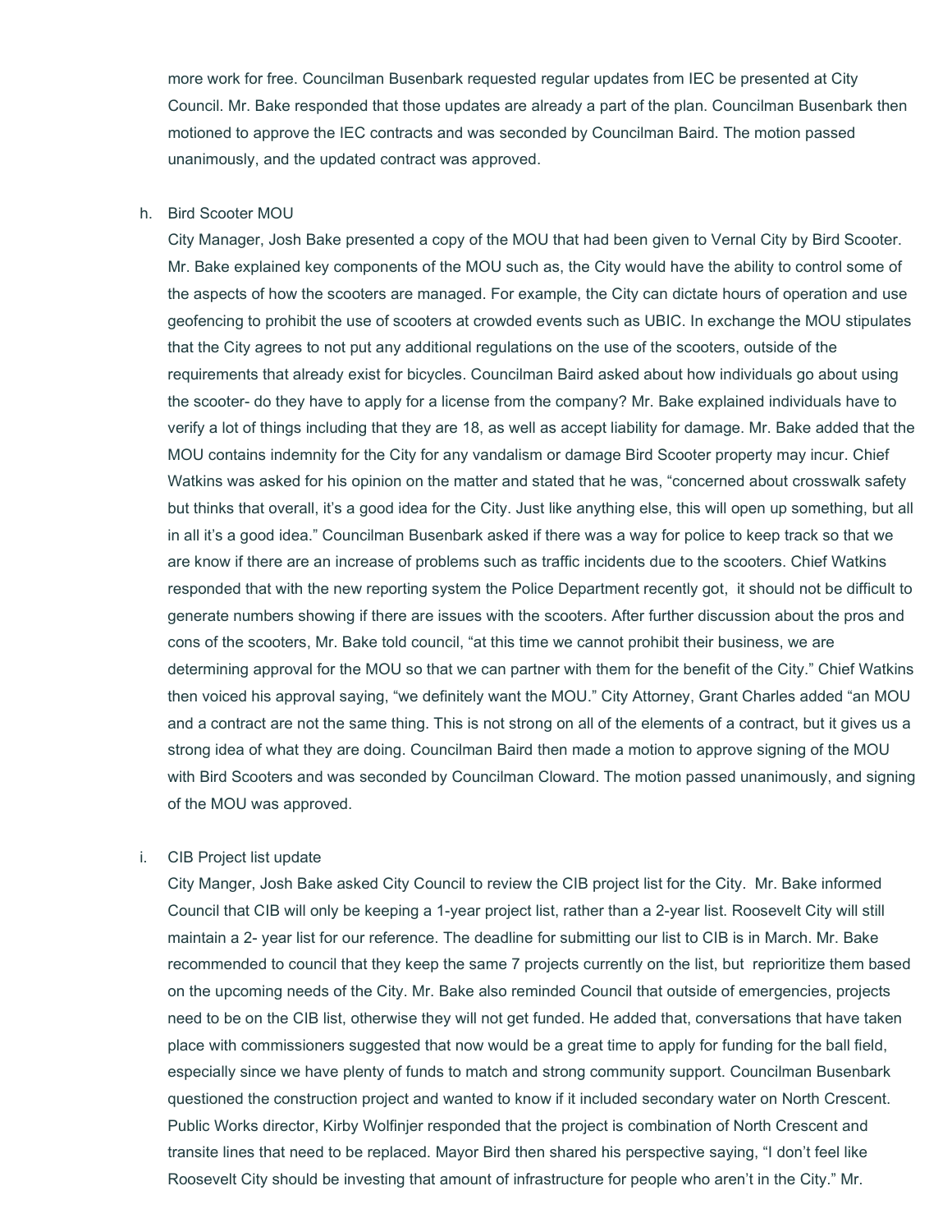more work for free. Councilman Busenbark requested regular updates from IEC be presented at City Council. Mr. Bake responded that those updates are already a part of the plan. Councilman Busenbark then motioned to approve the IEC contracts and was seconded by Councilman Baird. The motion passed unanimously, and the updated contract was approved.

h. Bird Scooter MOU

City Manager, Josh Bake presented a copy of the MOU that had been given to Vernal City by Bird Scooter. Mr. Bake explained key components of the MOU such as, the City would have the ability to control some of the aspects of how the scooters are managed. For example, the City can dictate hours of operation and use geofencing to prohibit the use of scooters at crowded events such as UBIC. In exchange the MOU stipulates that the City agrees to not put any additional regulations on the use of the scooters, outside of the requirements that already exist for bicycles. Councilman Baird asked about how individuals go about using the scooter- do they have to apply for a license from the company? Mr. Bake explained individuals have to verify a lot of things including that they are 18, as well as accept liability for damage. Mr. Bake added that the MOU contains indemnity for the City for any vandalism or damage Bird Scooter property may incur. Chief Watkins was asked for his opinion on the matter and stated that he was, "concerned about crosswalk safety but thinks that overall, it's a good idea for the City. Just like anything else, this will open up something, but all in all it's a good idea." Councilman Busenbark asked if there was a way for police to keep track so that we are know if there are an increase of problems such as traffic incidents due to the scooters. Chief Watkins responded that with the new reporting system the Police Department recently got, it should not be difficult to generate numbers showing if there are issues with the scooters. After further discussion about the pros and cons of the scooters, Mr. Bake told council, "at this time we cannot prohibit their business, we are determining approval for the MOU so that we can partner with them for the benefit of the City." Chief Watkins then voiced his approval saying, "we definitely want the MOU." City Attorney, Grant Charles added "an MOU and a contract are not the same thing. This is not strong on all of the elements of a contract, but it gives us a strong idea of what they are doing. Councilman Baird then made a motion to approve signing of the MOU with Bird Scooters and was seconded by Councilman Cloward. The motion passed unanimously, and signing of the MOU was approved.

i. CIB Project list update

City Manger, Josh Bake asked City Council to review the CIB project list for the City. Mr. Bake informed Council that CIB will only be keeping a 1-year project list, rather than a 2-year list. Roosevelt City will still maintain a 2- year list for our reference. The deadline for submitting our list to CIB is in March. Mr. Bake recommended to council that they keep the same 7 projects currently on the list, but reprioritize them based on the upcoming needs of the City. Mr. Bake also reminded Council that outside of emergencies, projects need to be on the CIB list, otherwise they will not get funded. He added that, conversations that have taken place with commissioners suggested that now would be a great time to apply for funding for the ball field, especially since we have plenty of funds to match and strong community support. Councilman Busenbark questioned the construction project and wanted to know if it included secondary water on North Crescent. Public Works director, Kirby Wolfinjer responded that the project is combination of North Crescent and transite lines that need to be replaced. Mayor Bird then shared his perspective saying, "I don't feel like Roosevelt City should be investing that amount of infrastructure for people who aren't in the City." Mr.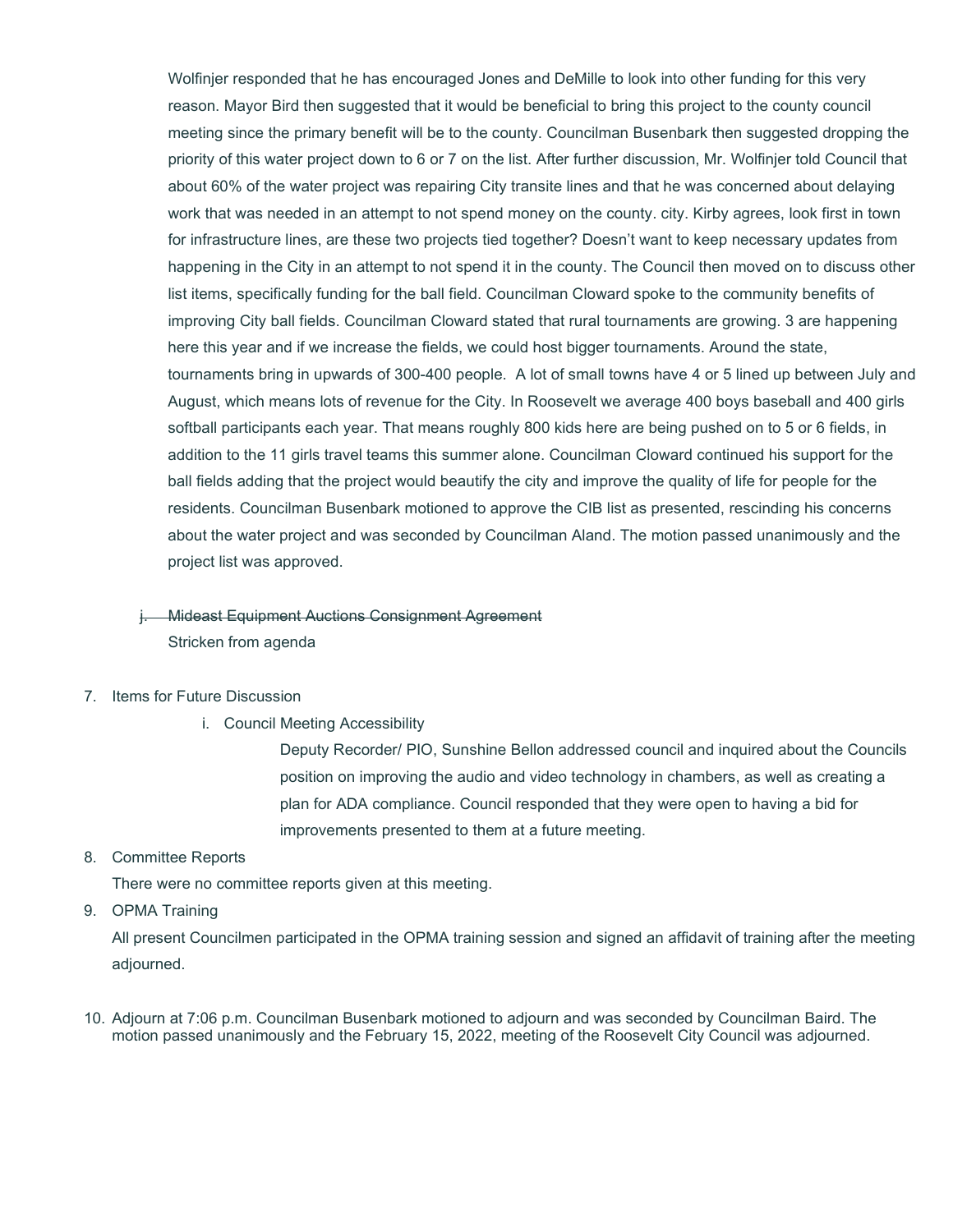Wolfinjer responded that he has encouraged Jones and DeMille to look into other funding for this very reason. Mayor Bird then suggested that it would be beneficial to bring this project to the county council meeting since the primary benefit will be to the county. Councilman Busenbark then suggested dropping the priority of this water project down to 6 or 7 on the list. After further discussion, Mr. Wolfinjer told Council that about 60% of the water project was repairing City transite lines and that he was concerned about delaying work that was needed in an attempt to not spend money on the county. city. Kirby agrees, look first in town for infrastructure lines, are these two projects tied together? Doesn't want to keep necessary updates from happening in the City in an attempt to not spend it in the county. The Council then moved on to discuss other list items, specifically funding for the ball field. Councilman Cloward spoke to the community benefits of improving City ball fields. Councilman Cloward stated that rural tournaments are growing. 3 are happening here this year and if we increase the fields, we could host bigger tournaments. Around the state, tournaments bring in upwards of 300-400 people. A lot of small towns have 4 or 5 lined up between July and August, which means lots of revenue for the City. In Roosevelt we average 400 boys baseball and 400 girls softball participants each year. That means roughly 800 kids here are being pushed on to 5 or 6 fields, in addition to the 11 girls travel teams this summer alone. Councilman Cloward continued his support for the ball fields adding that the project would beautify the city and improve the quality of life for people for the residents. Councilman Busenbark motioned to approve the CIB list as presented, rescinding his concerns about the water project and was seconded by Councilman Aland. The motion passed unanimously and the project list was approved.

j. ~~Mideast Equipment Auctions Consignment Agreement~~

Stricken from agenda

7. Items for Future Discussion

    i. Council Meeting Accessibility

    Deputy Recorder/ PIO, Sunshine Bellon addressed council and inquired about the Councils position on improving the audio and video technology in chambers, as well as creating a plan for ADA compliance. Council responded that they were open to having a bid for improvements presented to them at a future meeting.

8. Committee Reports

    There were no committee reports given at this meeting.

9. OPMA Training

    All present Councilmen participated in the OPMA training session and signed an affidavit of training after the meeting adjourned.

10. Adjourn at 7:06 p.m. Councilman Busenbark motioned to adjourn and was seconded by Councilman Baird. The motion passed unanimously and the February 15, 2022, meeting of the Roosevelt City Council was adjourned.